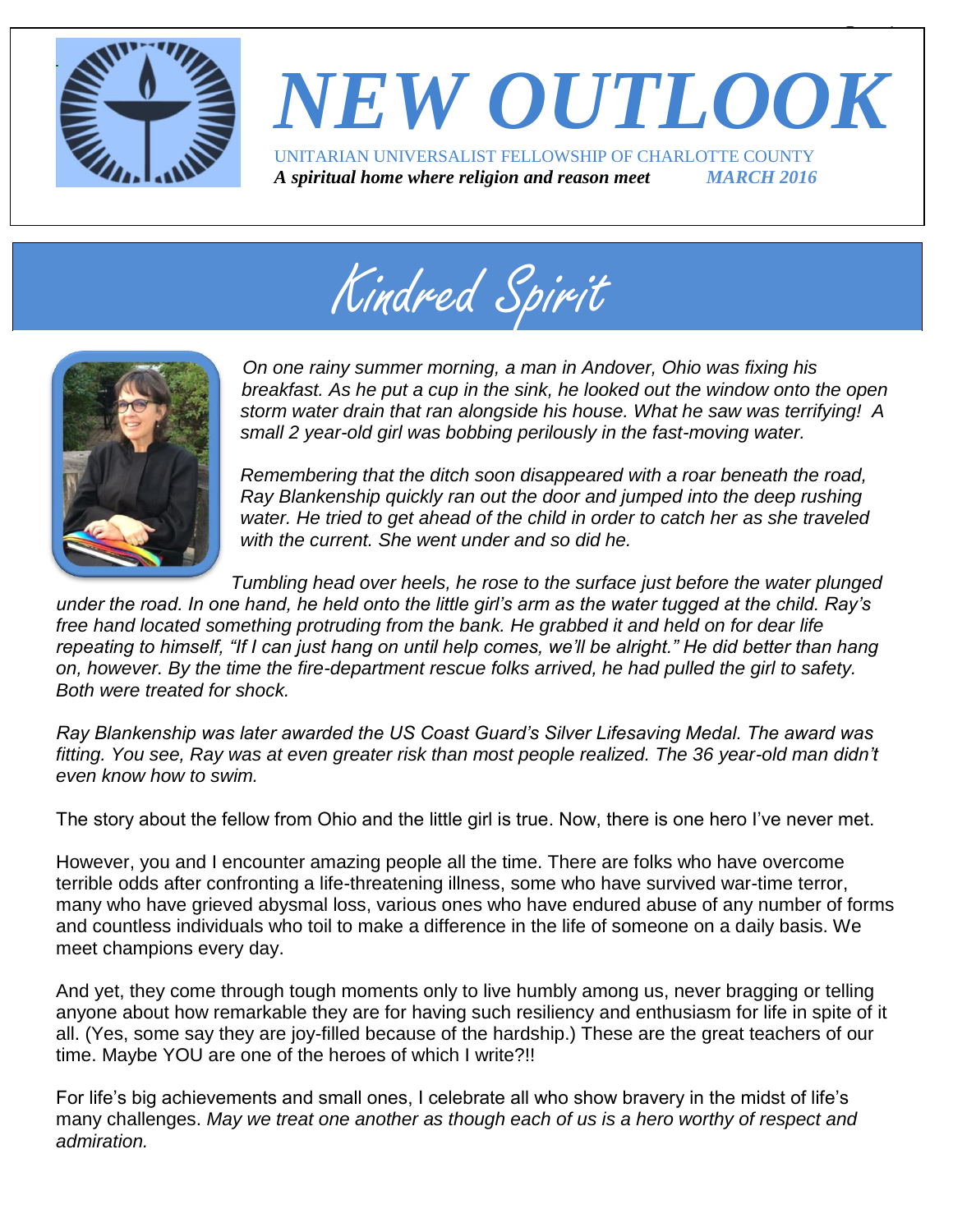# NEW OUTLOOK

UNITARIAN UNIVERSALIST FELLOWSHIP OF CHARLOTTE COUNTY

***A spiritual home where religion and reason meet*** ***MARCH 2016***

## Kindred Spirit

*On one rainy summer morning, a man in Andover, Ohio was fixing his breakfast. As he put a cup in the sink, he looked out the window onto the open storm water drain that ran alongside his house. What he saw was terrifying! A small 2 year-old girl was bobbing perilously in the fast-moving water.*

*Remembering that the ditch soon disappeared with a roar beneath the road, Ray Blankenship quickly ran out the door and jumped into the deep rushing water. He tried to get ahead of the child in order to catch her as she traveled with the current. She went under and so did he.*

*Tumbling head over heels, he rose to the surface just before the water plunged under the road. In one hand, he held onto the little girl's arm as the water tugged at the child. Ray's free hand located something protruding from the bank. He grabbed it and held on for dear life repeating to himself, "If I can just hang on until help comes, we'll be alright." He did better than hang on, however. By the time the fire-department rescue folks arrived, he had pulled the girl to safety. Both were treated for shock.*

*Ray Blankenship was later awarded the US Coast Guard's Silver Lifesaving Medal. The award was fitting. You see, Ray was at even greater risk than most people realized. The 36 year-old man didn't even know how to swim.*

The story about the fellow from Ohio and the little girl is true. Now, there is one hero I've never met.

However, you and I encounter amazing people all the time. There are folks who have overcome terrible odds after confronting a life-threatening illness, some who have survived war-time terror, many who have grieved abysmal loss, various ones who have endured abuse of any number of forms and countless individuals who toil to make a difference in the life of someone on a daily basis. We meet champions every day.

And yet, they come through tough moments only to live humbly among us, never bragging or telling anyone about how remarkable they are for having such resiliency and enthusiasm for life in spite of it all. (Yes, some say they are joy-filled because of the hardship.) These are the great teachers of our time. Maybe YOU are one of the heroes of which I write?!!

For life's big achievements and small ones, I celebrate all who show bravery in the midst of life's many challenges. *May we treat one another as though each of us is a hero worthy of respect and admiration.*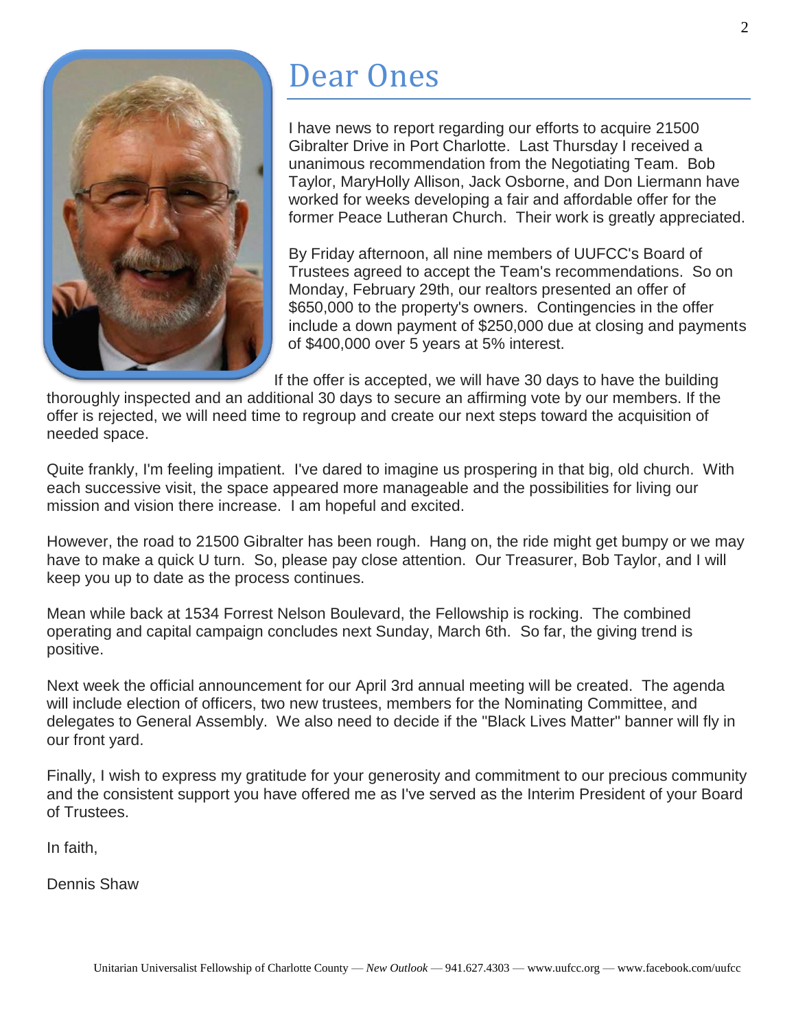# Dear Ones

I have news to report regarding our efforts to acquire 21500 Gibralter Drive in Port Charlotte. Last Thursday I received a unanimous recommendation from the Negotiating Team. Bob Taylor, MaryHolly Allison, Jack Osborne, and Don Liermann have worked for weeks developing a fair and affordable offer for the former Peace Lutheran Church. Their work is greatly appreciated.

By Friday afternoon, all nine members of UUFCC's Board of Trustees agreed to accept the Team's recommendations. So on Monday, February 29th, our realtors presented an offer of $650,000 to the property's owners. Contingencies in the offer include a down payment of $250,000 due at closing and payments of $400,000 over 5 years at 5% interest.

If the offer is accepted, we will have 30 days to have the building thoroughly inspected and an additional 30 days to secure an affirming vote by our members. If the offer is rejected, we will need time to regroup and create our next steps toward the acquisition of needed space.

Quite frankly, I'm feeling impatient. I've dared to imagine us prospering in that big, old church. With each successive visit, the space appeared more manageable and the possibilities for living our mission and vision there increase. I am hopeful and excited.

However, the road to 21500 Gibralter has been rough. Hang on, the ride might get bumpy or we may have to make a quick U turn. So, please pay close attention. Our Treasurer, Bob Taylor, and I will keep you up to date as the process continues.

Mean while back at 1534 Forrest Nelson Boulevard, the Fellowship is rocking. The combined operating and capital campaign concludes next Sunday, March 6th. So far, the giving trend is positive.

Next week the official announcement for our April 3rd annual meeting will be created. The agenda will include election of officers, two new trustees, members for the Nominating Committee, and delegates to General Assembly. We also need to decide if the "Black Lives Matter" banner will fly in our front yard.

Finally, I wish to express my gratitude for your generosity and commitment to our precious community and the consistent support you have offered me as I've served as the Interim President of your Board of Trustees.

In faith,

Dennis Shaw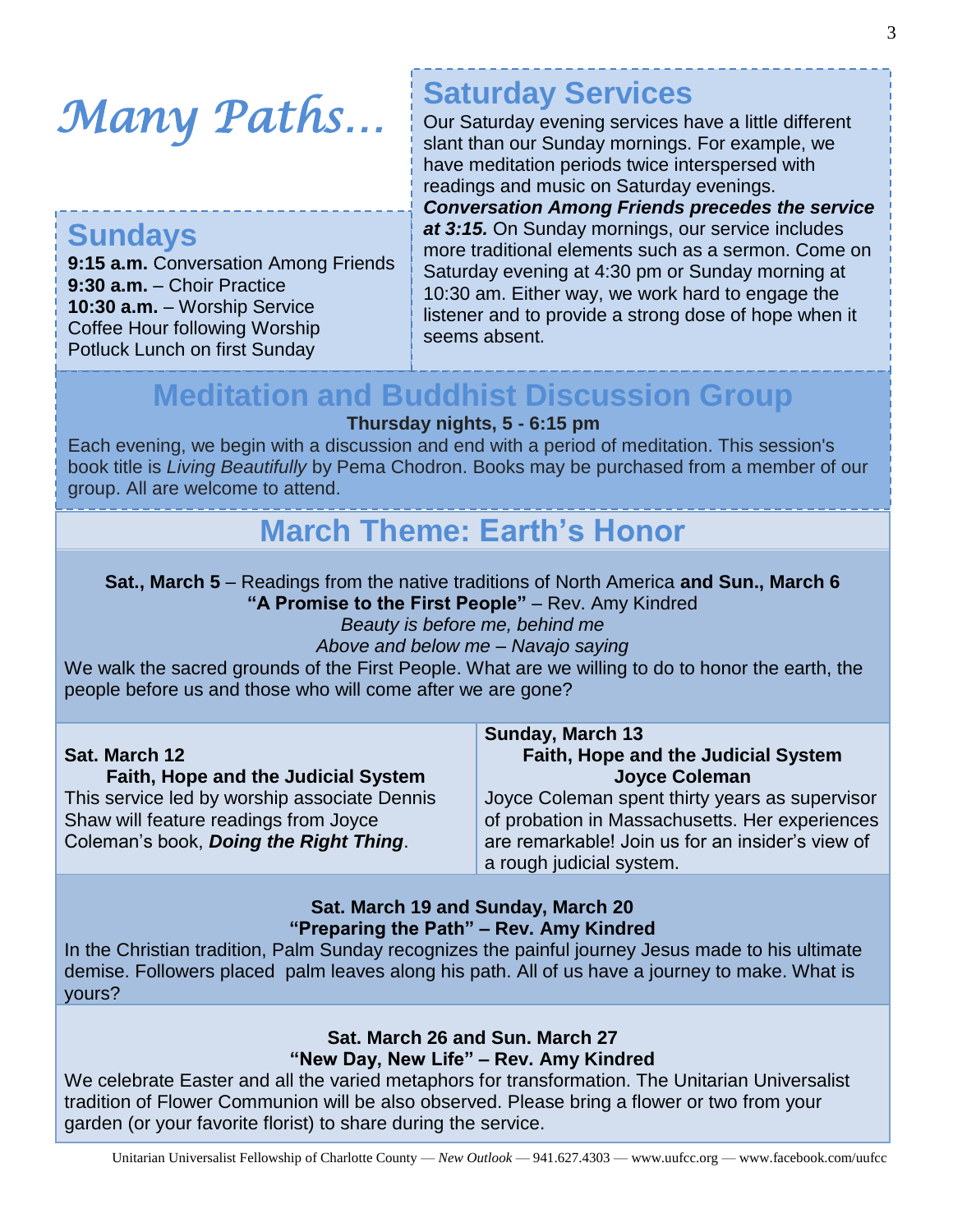# *Many Paths…*

## Sundays

**9:15 a.m.** Conversation Among Friends
**9:30 a.m.** – Choir Practice
**10:30 a.m.** – Worship Service
Coffee Hour following Worship
Potluck Lunch on first Sunday

## Saturday Services

Our Saturday evening services have a little different slant than our Sunday mornings. For example, we have meditation periods twice interspersed with readings and music on Saturday evenings. ***Conversation Among Friends precedes the service at 3:15.*** On Sunday mornings, our service includes more traditional elements such as a sermon. Come on Saturday evening at 4:30 pm or Sunday morning at 10:30 am. Either way, we work hard to engage the listener and to provide a strong dose of hope when it seems absent.

## Meditation and Buddhist Discussion Group

**Thursday nights, 5 - 6:15 pm**

Each evening, we begin with a discussion and end with a period of meditation. This session's book title is *Living Beautifully* by Pema Chodron. Books may be purchased from a member of our group. All are welcome to attend.

## March Theme: Earth's Honor

**Sat., March 5** – Readings from the native traditions of North America **and Sun., March 6**
**"A Promise to the First People"** – Rev. Amy Kindred

*Beauty is before me, behind me*
*Above and below me – Navajo saying*

We walk the sacred grounds of the First People. What are we willing to do to honor the earth, the people before us and those who will come after we are gone?

**Sat. March 12**
**Faith, Hope and the Judicial System**
This service led by worship associate Dennis Shaw will feature readings from Joyce Coleman's book, ***Doing the Right Thing***.

**Sunday, March 13**
**Faith, Hope and the Judicial System**
**Joyce Coleman**
Joyce Coleman spent thirty years as supervisor of probation in Massachusetts. Her experiences are remarkable! Join us for an insider's view of a rough judicial system.

**Sat. March 19 and Sunday, March 20**
**"Preparing the Path" – Rev. Amy Kindred**

In the Christian tradition, Palm Sunday recognizes the painful journey Jesus made to his ultimate demise. Followers placed palm leaves along his path. All of us have a journey to make. What is yours?

**Sat. March 26 and Sun. March 27**
**"New Day, New Life" – Rev. Amy Kindred**

We celebrate Easter and all the varied metaphors for transformation. The Unitarian Universalist tradition of Flower Communion will be also observed. Please bring a flower or two from your garden (or your favorite florist) to share during the service.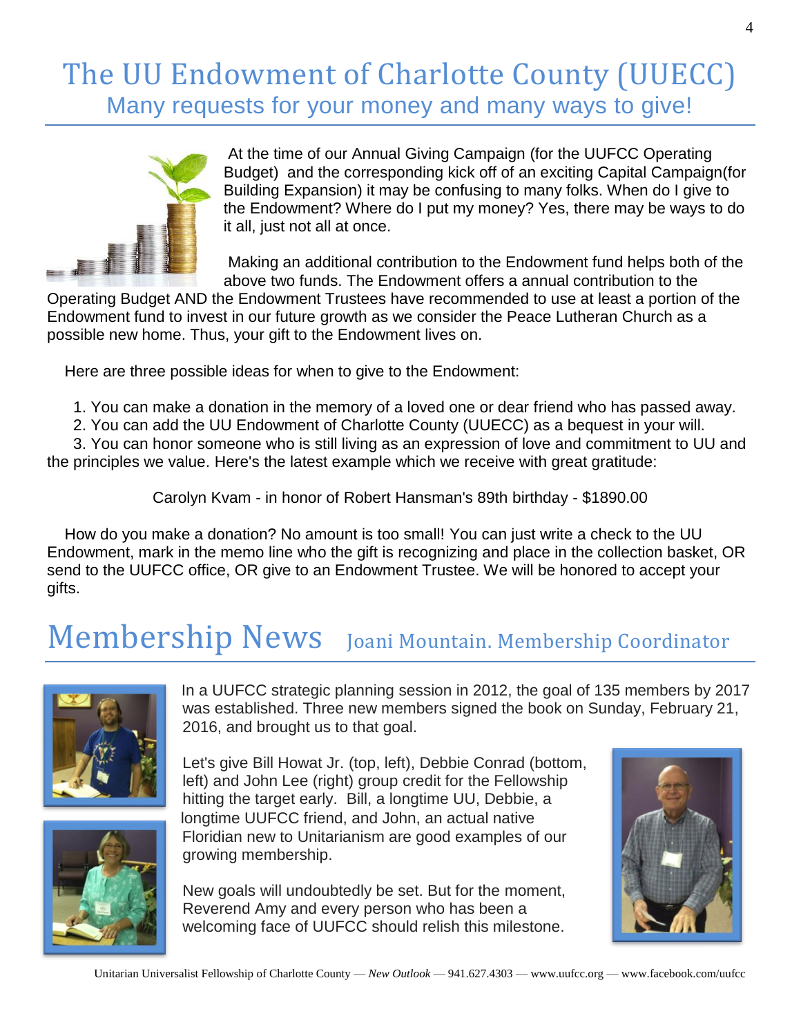# The UU Endowment of Charlotte County (UUECC)

## Many requests for your money and many ways to give!

At the time of our Annual Giving Campaign (for the UUFCC Operating Budget) and the corresponding kick off of an exciting Capital Campaign(for Building Expansion) it may be confusing to many folks. When do I give to the Endowment? Where do I put my money? Yes, there may be ways to do it all, just not all at once.

Making an additional contribution to the Endowment fund helps both of the above two funds. The Endowment offers a annual contribution to the Operating Budget AND the Endowment Trustees have recommended to use at least a portion of the Endowment fund to invest in our future growth as we consider the Peace Lutheran Church as a possible new home. Thus, your gift to the Endowment lives on.

Here are three possible ideas for when to give to the Endowment:

1. You can make a donation in the memory of a loved one or dear friend who has passed away.
2. You can add the UU Endowment of Charlotte County (UUECC) as a bequest in your will.
3. You can honor someone who is still living as an expression of love and commitment to UU and the principles we value. Here's the latest example which we receive with great gratitude:

Carolyn Kvam - in honor of Robert Hansman's 89th birthday - $1890.00

How do you make a donation? No amount is too small! You can just write a check to the UU Endowment, mark in the memo line who the gift is recognizing and place in the collection basket, OR send to the UUFCC office, OR give to an Endowment Trustee. We will be honored to accept your gifts.

# Membership News

## Joani Mountain. Membership Coordinator

In a UUFCC strategic planning session in 2012, the goal of 135 members by 2017 was established. Three new members signed the book on Sunday, February 21, 2016, and brought us to that goal.

Let's give Bill Howat Jr. (top, left), Debbie Conrad (bottom, left) and John Lee (right) group credit for the Fellowship hitting the target early. Bill, a longtime UU, Debbie, a longtime UUFCC friend, and John, an actual native Floridian new to Unitarianism are good examples of our growing membership.

New goals will undoubtedly be set. But for the moment, Reverend Amy and every person who has been a welcoming face of UUFCC should relish this milestone.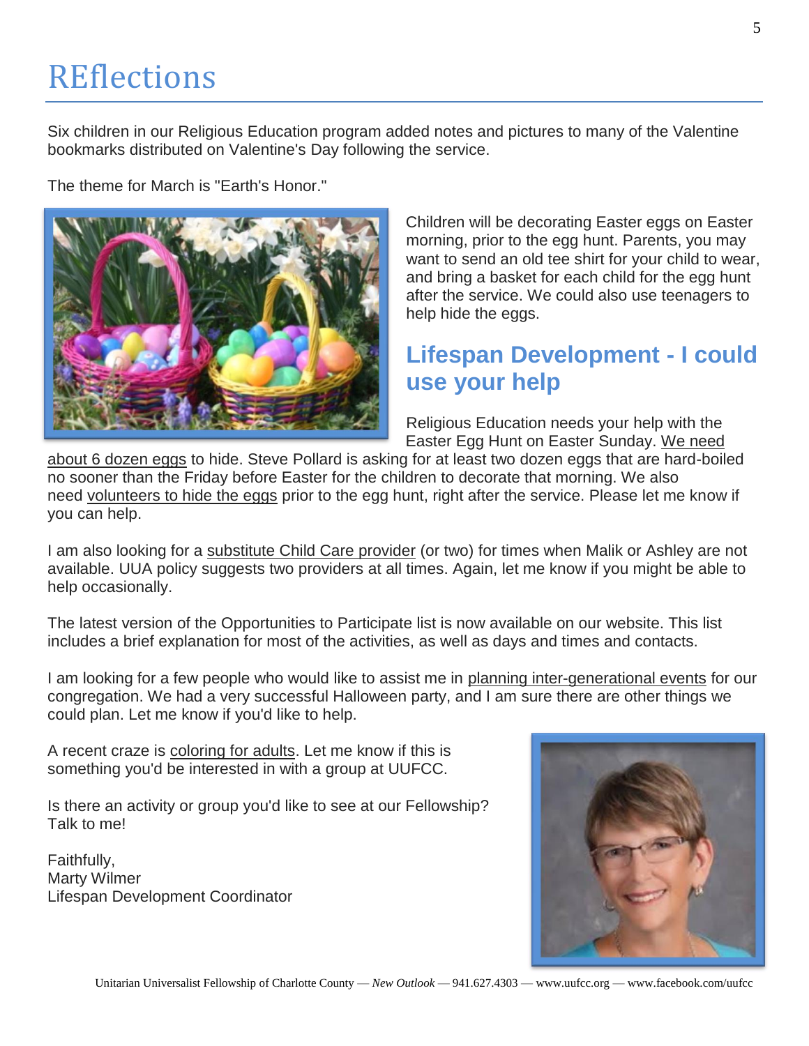# REflections

Six children in our Religious Education program added notes and pictures to many of the Valentine bookmarks distributed on Valentine's Day following the service.

The theme for March is "Earth's Honor."

Children will be decorating Easter eggs on Easter morning, prior to the egg hunt. Parents, you may want to send an old tee shirt for your child to wear, and bring a basket for each child for the egg hunt after the service. We could also use teenagers to help hide the eggs.

## Lifespan Development - I could use your help

Religious Education needs your help with the Easter Egg Hunt on Easter Sunday. We need about 6 dozen eggs to hide. Steve Pollard is asking for at least two dozen eggs that are hard-boiled no sooner than the Friday before Easter for the children to decorate that morning. We also need volunteers to hide the eggs prior to the egg hunt, right after the service. Please let me know if you can help.

I am also looking for a substitute Child Care provider (or two) for times when Malik or Ashley are not available. UUA policy suggests two providers at all times. Again, let me know if you might be able to help occasionally.

The latest version of the Opportunities to Participate list is now available on our website. This list includes a brief explanation for most of the activities, as well as days and times and contacts.

I am looking for a few people who would like to assist me in planning inter-generational events for our congregation. We had a very successful Halloween party, and I am sure there are other things we could plan. Let me know if you'd like to help.

A recent craze is coloring for adults. Let me know if this is something you'd be interested in with a group at UUFCC.

Is there an activity or group you'd like to see at our Fellowship? Talk to me!

Faithfully,
Marty Wilmer
Lifespan Development Coordinator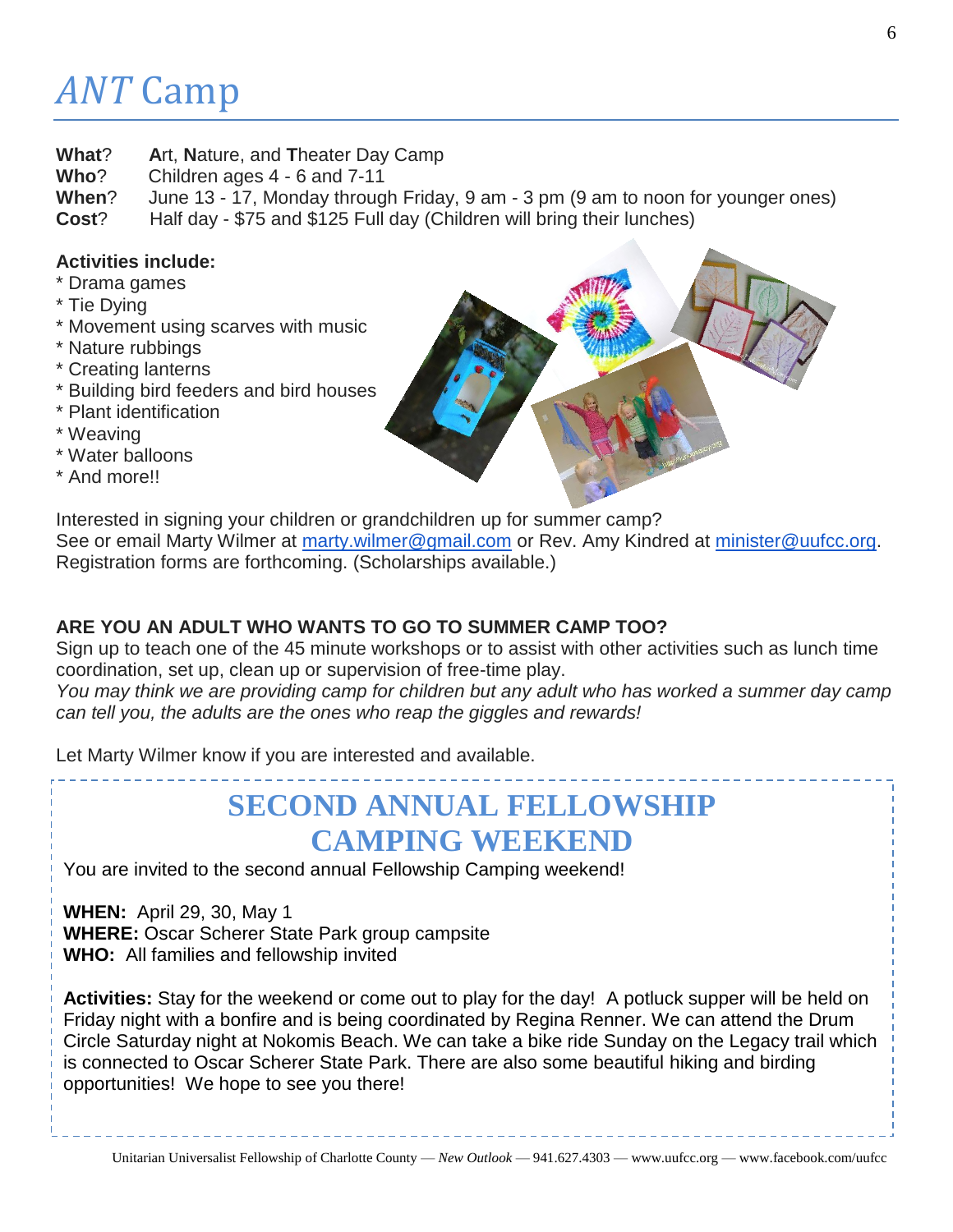# *ANT* Camp

**What**? **A**rt, **N**ature, and **T**heater Day Camp
**Who**? Children ages 4 - 6 and 7-11
**When**? June 13 - 17, Monday through Friday, 9 am - 3 pm (9 am to noon for younger ones)
**Cost**? Half day - $75 and $125 Full day (Children will bring their lunches)

**Activities include:**

* Drama games
* Tie Dying
* Movement using scarves with music
* Nature rubbings
* Creating lanterns
* Building bird feeders and bird houses
* Plant identification
* Weaving
* Water balloons
* And more!!

Interested in signing your children or grandchildren up for summer camp?
See or email Marty Wilmer at marty.wilmer@gmail.com or Rev. Amy Kindred at minister@uufcc.org.
Registration forms are forthcoming. (Scholarships available.)

**ARE YOU AN ADULT WHO WANTS TO GO TO SUMMER CAMP TOO?**
Sign up to teach one of the 45 minute workshops or to assist with other activities such as lunch time coordination, set up, clean up or supervision of free-time play.
*You may think we are providing camp for children but any adult who has worked a summer day camp can tell you, the adults are the ones who reap the giggles and rewards!*

Let Marty Wilmer know if you are interested and available.

## SECOND ANNUAL FELLOWSHIP CAMPING WEEKEND

You are invited to the second annual Fellowship Camping weekend!

**WHEN:** April 29, 30, May 1
**WHERE:** Oscar Scherer State Park group campsite
**WHO:** All families and fellowship invited

**Activities:** Stay for the weekend or come out to play for the day! A potluck supper will be held on Friday night with a bonfire and is being coordinated by Regina Renner. We can attend the Drum Circle Saturday night at Nokomis Beach. We can take a bike ride Sunday on the Legacy trail which is connected to Oscar Scherer State Park. There are also some beautiful hiking and birding opportunities! We hope to see you there!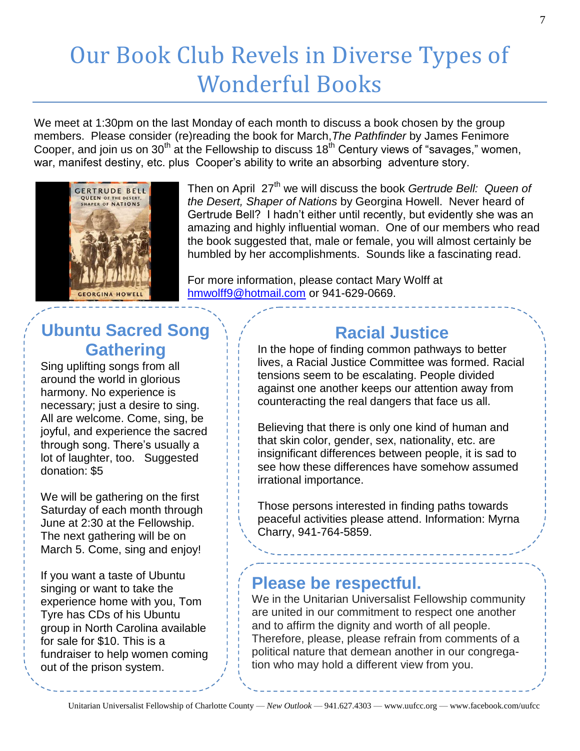# Our Book Club Revels in Diverse Types of Wonderful Books

We meet at 1:30pm on the last Monday of each month to discuss a book chosen by the group members. Please consider (re)reading the book for March, *The Pathfinder* by James Fenimore Cooper, and join us on 30th at the Fellowship to discuss 18th Century views of "savages," women, war, manifest destiny, etc. plus Cooper's ability to write an absorbing adventure story.

Then on April 27th we will discuss the book *Gertrude Bell: Queen of the Desert, Shaper of Nations* by Georgina Howell. Never heard of Gertrude Bell? I hadn't either until recently, but evidently she was an amazing and highly influential woman. One of our members who read the book suggested that, male or female, you will almost certainly be humbled by her accomplishments. Sounds like a fascinating read.

For more information, please contact Mary Wolff at hmwolff9@hotmail.com or 941-629-0669.

## Ubuntu Sacred Song Gathering

Sing uplifting songs from all around the world in glorious harmony. No experience is necessary; just a desire to sing. All are welcome. Come, sing, be joyful, and experience the sacred through song. There's usually a lot of laughter, too. Suggested donation: $5

We will be gathering on the first Saturday of each month through June at 2:30 at the Fellowship. The next gathering will be on March 5. Come, sing and enjoy!

If you want a taste of Ubuntu singing or want to take the experience home with you, Tom Tyre has CDs of his Ubuntu group in North Carolina available for sale for $10. This is a fundraiser to help women coming out of the prison system.

## Racial Justice

In the hope of finding common pathways to better lives, a Racial Justice Committee was formed. Racial tensions seem to be escalating. People divided against one another keeps our attention away from counteracting the real dangers that face us all.

Believing that there is only one kind of human and that skin color, gender, sex, nationality, etc. are insignificant differences between people, it is sad to see how these differences have somehow assumed irrational importance.

Those persons interested in finding paths towards peaceful activities please attend. Information: Myrna Charry, 941-764-5859.

## Please be respectful.

We in the Unitarian Universalist Fellowship community are united in our commitment to respect one another and to affirm the dignity and worth of all people. Therefore, please, please refrain from comments of a political nature that demean another in our congregation who may hold a different view from you.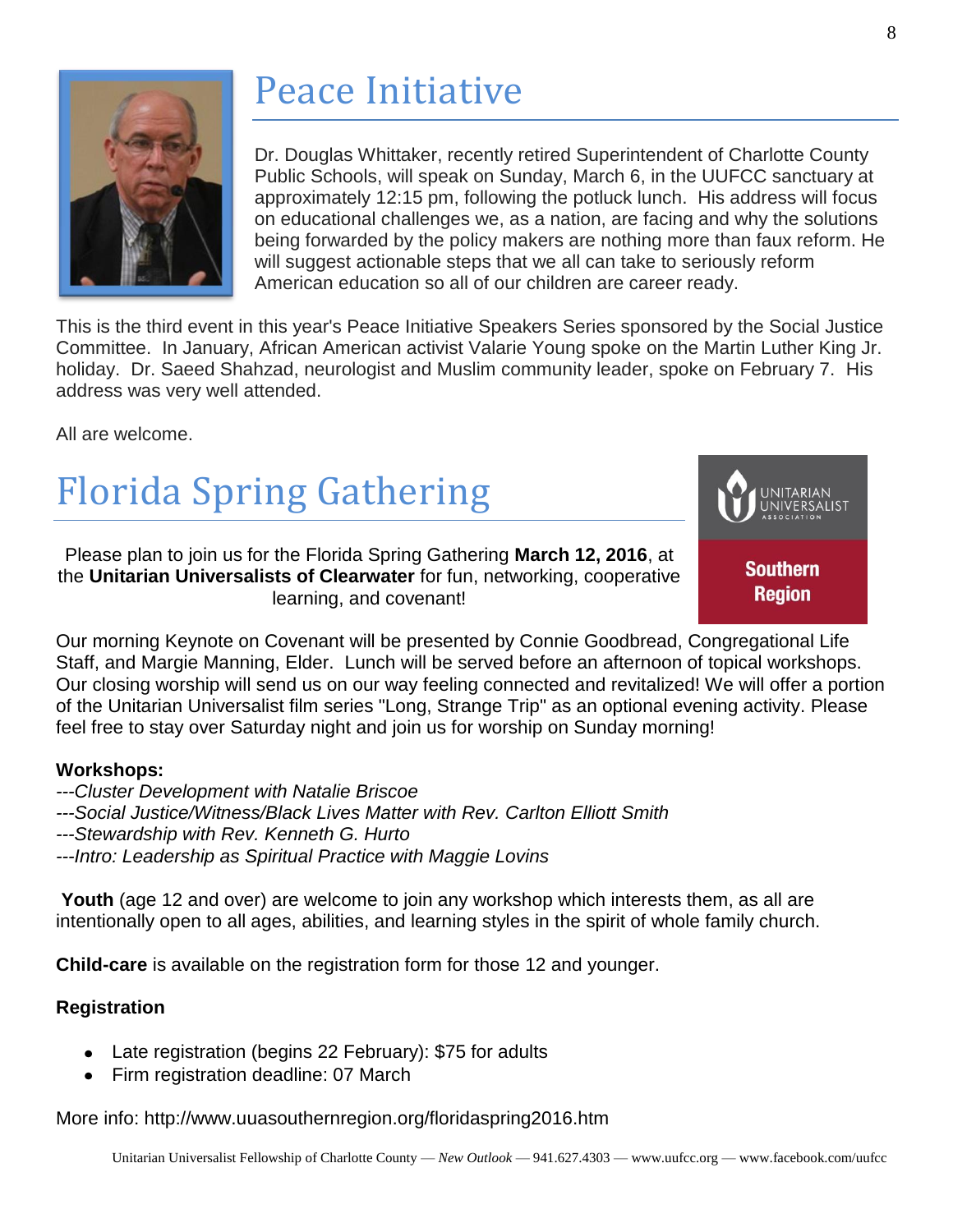# Peace Initiative

Dr. Douglas Whittaker, recently retired Superintendent of Charlotte County Public Schools, will speak on Sunday, March 6, in the UUFCC sanctuary at approximately 12:15 pm, following the potluck lunch. His address will focus on educational challenges we, as a nation, are facing and why the solutions being forwarded by the policy makers are nothing more than faux reform. He will suggest actionable steps that we all can take to seriously reform American education so all of our children are career ready.

This is the third event in this year's Peace Initiative Speakers Series sponsored by the Social Justice Committee. In January, African American activist Valarie Young spoke on the Martin Luther King Jr. holiday. Dr. Saeed Shahzad, neurologist and Muslim community leader, spoke on February 7. His address was very well attended.

All are welcome.

# Florida Spring Gathering

UNITARIAN UNIVERSALIST ASSOCIATION
Southern Region

Please plan to join us for the Florida Spring Gathering **March 12, 2016**, at the **Unitarian Universalists of Clearwater** for fun, networking, cooperative learning, and covenant!

Our morning Keynote on Covenant will be presented by Connie Goodbread, Congregational Life Staff, and Margie Manning, Elder. Lunch will be served before an afternoon of topical workshops. Our closing worship will send us on our way feeling connected and revitalized! We will offer a portion of the Unitarian Universalist film series "Long, Strange Trip" as an optional evening activity. Please feel free to stay over Saturday night and join us for worship on Sunday morning!

**Workshops:**

*---Cluster Development with Natalie Briscoe*
*---Social Justice/Witness/Black Lives Matter with Rev. Carlton Elliott Smith*
*---Stewardship with Rev. Kenneth G. Hurto*
*---Intro: Leadership as Spiritual Practice with Maggie Lovins*

**Youth** (age 12 and over) are welcome to join any workshop which interests them, as all are intentionally open to all ages, abilities, and learning styles in the spirit of whole family church.

**Child-care** is available on the registration form for those 12 and younger.

**Registration**

- Late registration (begins 22 February): $75 for adults
- Firm registration deadline: 07 March

More info: http://www.uuasouthernregion.org/floridaspring2016.htm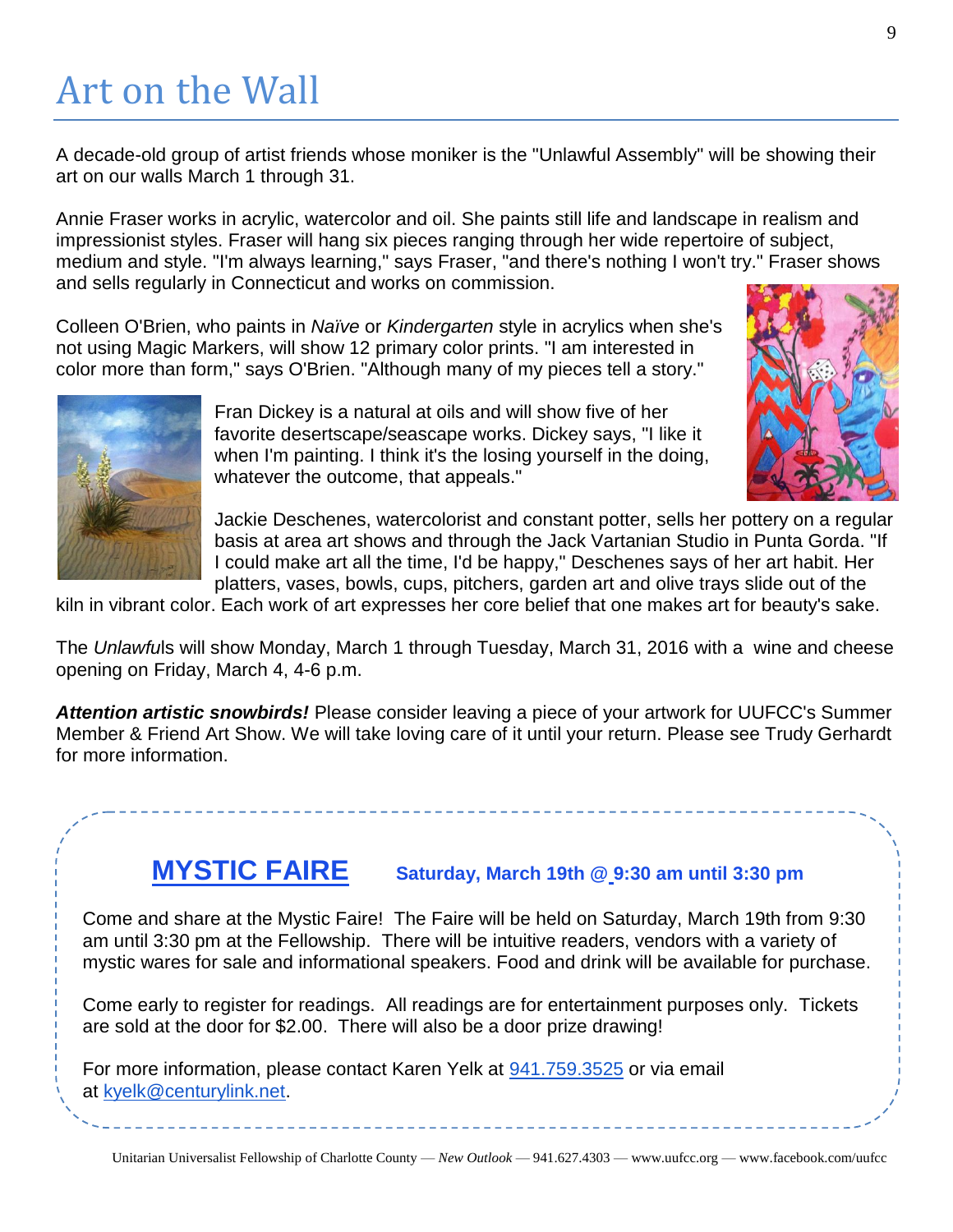# Art on the Wall

A decade-old group of artist friends whose moniker is the "Unlawful Assembly" will be showing their art on our walls March 1 through 31.

Annie Fraser works in acrylic, watercolor and oil. She paints still life and landscape in realism and impressionist styles. Fraser will hang six pieces ranging through her wide repertoire of subject, medium and style. "I'm always learning," says Fraser, "and there's nothing I won't try." Fraser shows and sells regularly in Connecticut and works on commission.

Colleen O'Brien, who paints in *Naïve* or *Kindergarten* style in acrylics when she's not using Magic Markers, will show 12 primary color prints. "I am interested in color more than form," says O'Brien. "Although many of my pieces tell a story."

Fran Dickey is a natural at oils and will show five of her favorite desertscape/seascape works. Dickey says, "I like it when I'm painting. I think it's the losing yourself in the doing, whatever the outcome, that appeals."

Jackie Deschenes, watercolorist and constant potter, sells her pottery on a regular basis at area art shows and through the Jack Vartanian Studio in Punta Gorda. "If I could make art all the time, I'd be happy," Deschenes says of her art habit. Her platters, vases, bowls, cups, pitchers, garden art and olive trays slide out of the kiln in vibrant color. Each work of art expresses her core belief that one makes art for beauty's sake.

The *Unlawfu*ls will show Monday, March 1 through Tuesday, March 31, 2016 with a wine and cheese opening on Friday, March 4, 4-6 p.m.

***Attention artistic snowbirds!*** Please consider leaving a piece of your artwork for UUFCC's Summer Member & Friend Art Show. We will take loving care of it until your return. Please see Trudy Gerhardt for more information.

## MYSTIC FAIRE

**Saturday, March 19th @ 9:30 am until 3:30 pm**

Come and share at the Mystic Faire! The Faire will be held on Saturday, March 19th from 9:30 am until 3:30 pm at the Fellowship. There will be intuitive readers, vendors with a variety of mystic wares for sale and informational speakers. Food and drink will be available for purchase.

Come early to register for readings. All readings are for entertainment purposes only. Tickets are sold at the door for $2.00. There will also be a door prize drawing!

For more information, please contact Karen Yelk at 941.759.3525 or via email at kyelk@centurylink.net.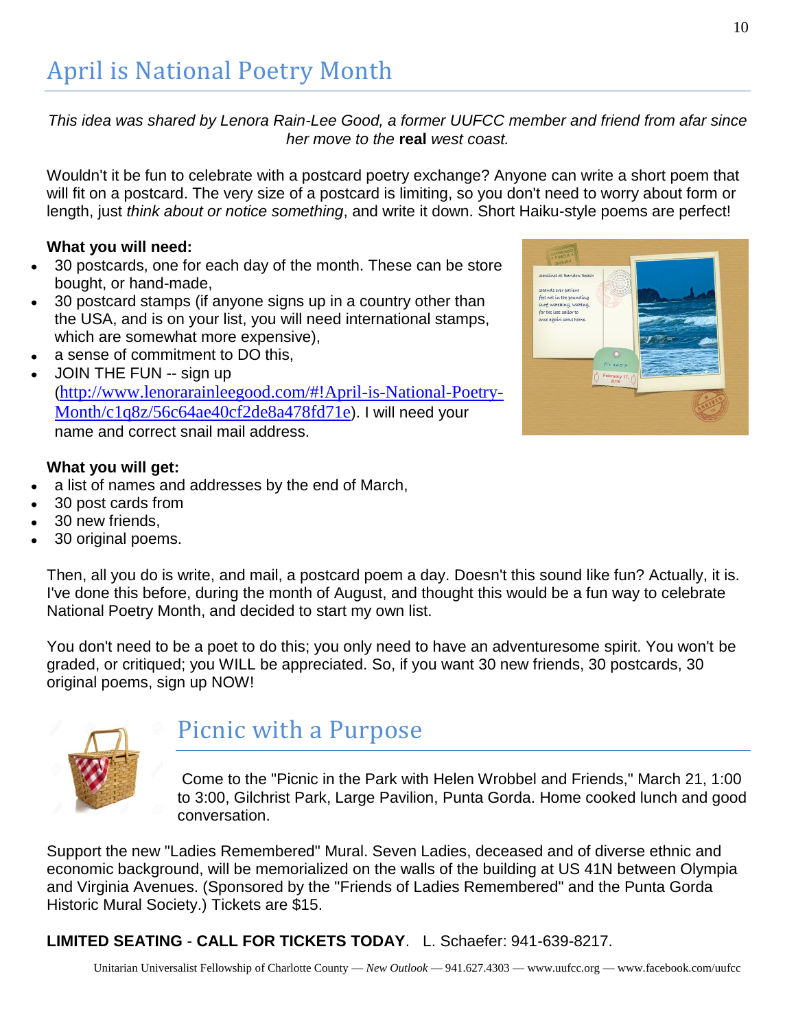# April is National Poetry Month

*This idea was shared by Lenora Rain-Lee Good, a former UUFCC member and friend from afar since her move to the* ***real*** *west coast.*

Wouldn't it be fun to celebrate with a postcard poetry exchange? Anyone can write a short poem that will fit on a postcard. The very size of a postcard is limiting, so you don't need to worry about form or length, just *think about or notice something*, and write it down. Short Haiku-style poems are perfect!

**What you will need:**

- 30 postcards, one for each day of the month. These can be store bought, or hand-made,
- 30 postcard stamps (if anyone signs up in a country other than the USA, and is on your list, you will need international stamps, which are somewhat more expensive),
- a sense of commitment to DO this,
- JOIN THE FUN -- sign up (http://www.lenorarainleegood.com/#!April-is-National-Poetry-Month/c1q8z/56c64ae40cf2de8a478fd71e). I will need your name and correct snail mail address.

**What you will get:**

- a list of names and addresses by the end of March,
- 30 post cards from
- 30 new friends,
- 30 original poems.

Then, all you do is write, and mail, a postcard poem a day. Doesn't this sound like fun? Actually, it is. I've done this before, during the month of August, and thought this would be a fun way to celebrate National Poetry Month, and decided to start my own list.

You don't need to be a poet to do this; you only need to have an adventuresome spirit. You won't be graded, or critiqued; you WILL be appreciated. So, if you want 30 new friends, 30 postcards, 30 original poems, sign up NOW!

# Picnic with a Purpose

Come to the "Picnic in the Park with Helen Wrobbel and Friends," March 21, 1:00 to 3:00, Gilchrist Park, Large Pavilion, Punta Gorda. Home cooked lunch and good conversation.

Support the new "Ladies Remembered" Mural. Seven Ladies, deceased and of diverse ethnic and economic background, will be memorialized on the walls of the building at US 41N between Olympia and Virginia Avenues. (Sponsored by the "Friends of Ladies Remembered" and the Punta Gorda Historic Mural Society.) Tickets are $15.

**LIMITED SEATING** - **CALL FOR TICKETS TODAY**. L. Schaefer: 941-639-8217.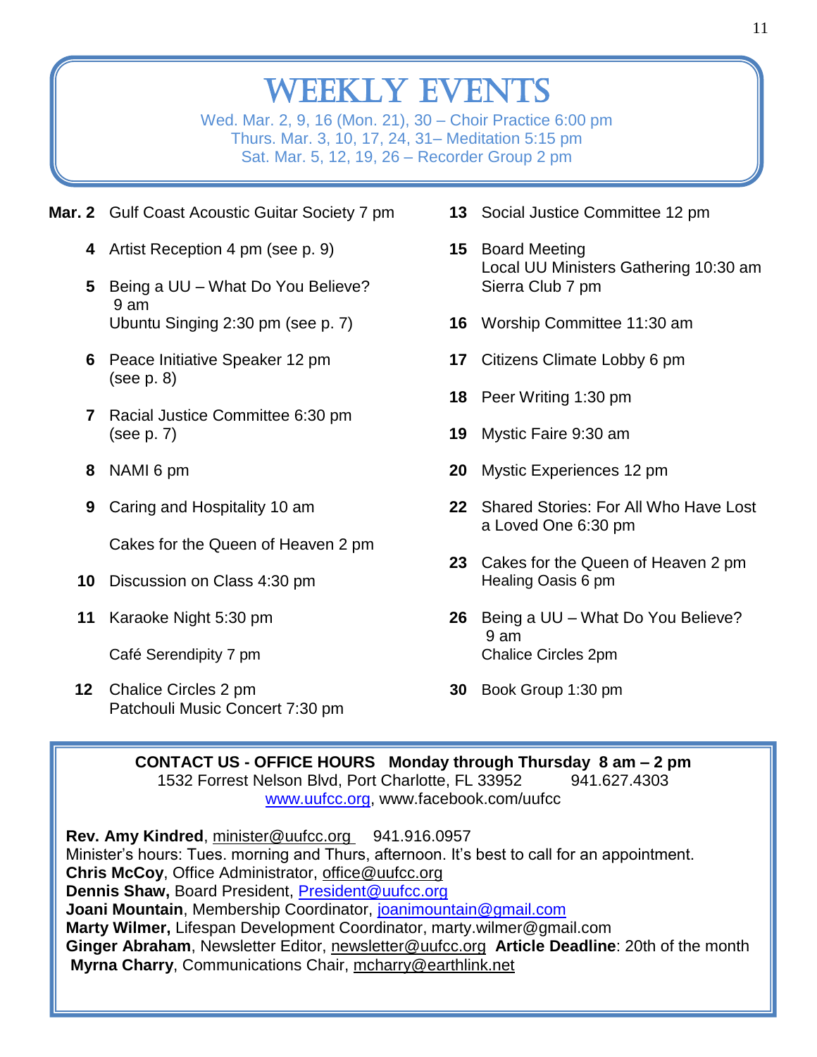# WEEKLY EVENTS

Wed. Mar. 2, 9, 16 (Mon. 21), 30 – Choir Practice 6:00 pm
Thurs. Mar. 3, 10, 17, 24, 31– Meditation 5:15 pm
Sat. Mar. 5, 12, 19, 26 – Recorder Group 2 pm

**Mar. 2** Gulf Coast Acoustic Guitar Society 7 pm

**4** Artist Reception 4 pm (see p. 9)

**5** Being a UU – What Do You Believe? 9 am
Ubuntu Singing 2:30 pm (see p. 7)

**6** Peace Initiative Speaker 12 pm (see p. 8)

**7** Racial Justice Committee 6:30 pm (see p. 7)

**8** NAMI 6 pm

**9** Caring and Hospitality 10 am

Cakes for the Queen of Heaven 2 pm

**10** Discussion on Class 4:30 pm

**11** Karaoke Night 5:30 pm

Café Serendipity 7 pm

**12** Chalice Circles 2 pm
Patchouli Music Concert 7:30 pm

**13** Social Justice Committee 12 pm

**15** Board Meeting
Local UU Ministers Gathering 10:30 am
Sierra Club 7 pm

**16** Worship Committee 11:30 am

**17** Citizens Climate Lobby 6 pm

**18** Peer Writing 1:30 pm

**19** Mystic Faire 9:30 am

**20** Mystic Experiences 12 pm

**22** Shared Stories: For All Who Have Lost a Loved One 6:30 pm

**23** Cakes for the Queen of Heaven 2 pm
Healing Oasis 6 pm

**26** Being a UU – What Do You Believe? 9 am
Chalice Circles 2pm

**30** Book Group 1:30 pm

**CONTACT US - OFFICE HOURS Monday through Thursday 8 am – 2 pm**
1532 Forrest Nelson Blvd, Port Charlotte, FL 33952 941.627.4303
www.uufcc.org, www.facebook.com/uufcc

**Rev. Amy Kindred**, minister@uufcc.org 941.916.0957
Minister's hours: Tues. morning and Thurs, afternoon. It's best to call for an appointment.
**Chris McCoy**, Office Administrator, office@uufcc.org
**Dennis Shaw,** Board President, President@uufcc.org
**Joani Mountain**, Membership Coordinator, joanimountain@gmail.com
**Marty Wilmer,** Lifespan Development Coordinator, marty.wilmer@gmail.com
**Ginger Abraham**, Newsletter Editor, newsletter@uufcc.org **Article Deadline**: 20th of the month
**Myrna Charry**, Communications Chair, mcharry@earthlink.net